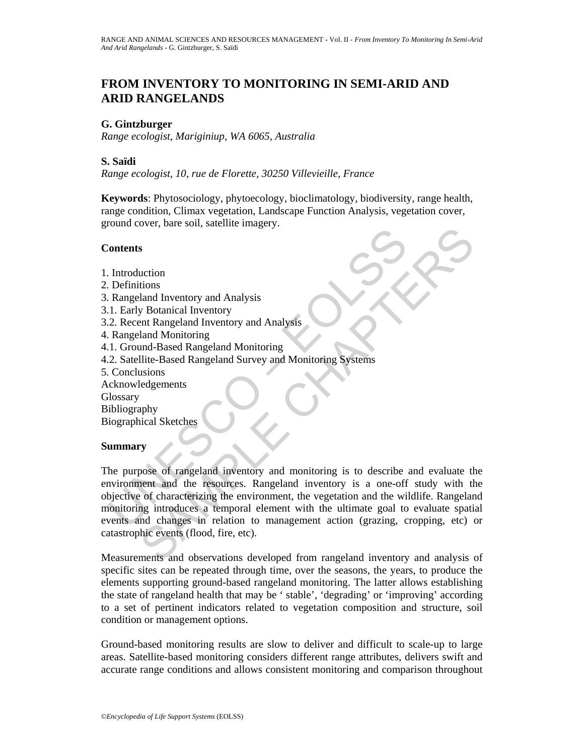# FROM INVENTORY TO MONITORING IN SEMI-ARID AND ARID RANGELANDS

**G. Gintzburger**
*Range ecologist, Mariginiup, WA 6065, Australia*

**S. Saïdi**
*Range ecologist, 10, rue de Florette, 30250 Villevieille, France*

**Keywords**: Phytosociology, phytoecology, bioclimatology, biodiversity, range health, range condition, Climax vegetation, Landscape Function Analysis, vegetation cover, ground cover, bare soil, satellite imagery.

## Contents

1. Introduction
2. Definitions
3. Rangeland Inventory and Analysis
3.1. Early Botanical Inventory
3.2. Recent Rangeland Inventory and Analysis
4. Rangeland Monitoring
4.1. Ground-Based Rangeland Monitoring
4.2. Satellite-Based Rangeland Survey and Monitoring Systems
5. Conclusions
Acknowledgements
Glossary
Bibliography
Biographical Sketches

## Summary

The purpose of rangeland inventory and monitoring is to describe and evaluate the environment and the resources. Rangeland inventory is a one-off study with the objective of characterizing the environment, the vegetation and the wildlife. Rangeland monitoring introduces a temporal element with the ultimate goal to evaluate spatial events and changes in relation to management action (grazing, cropping, etc) or catastrophic events (flood, fire, etc).

Measurements and observations developed from rangeland inventory and analysis of specific sites can be repeated through time, over the seasons, the years, to produce the elements supporting ground-based rangeland monitoring. The latter allows establishing the state of rangeland health that may be ‘ stable’, ‘degrading’ or ‘improving’ according to a set of pertinent indicators related to vegetation composition and structure, soil condition or management options.

Ground-based monitoring results are slow to deliver and difficult to scale-up to large areas. Satellite-based monitoring considers different range attributes, delivers swift and accurate range conditions and allows consistent monitoring and comparison throughout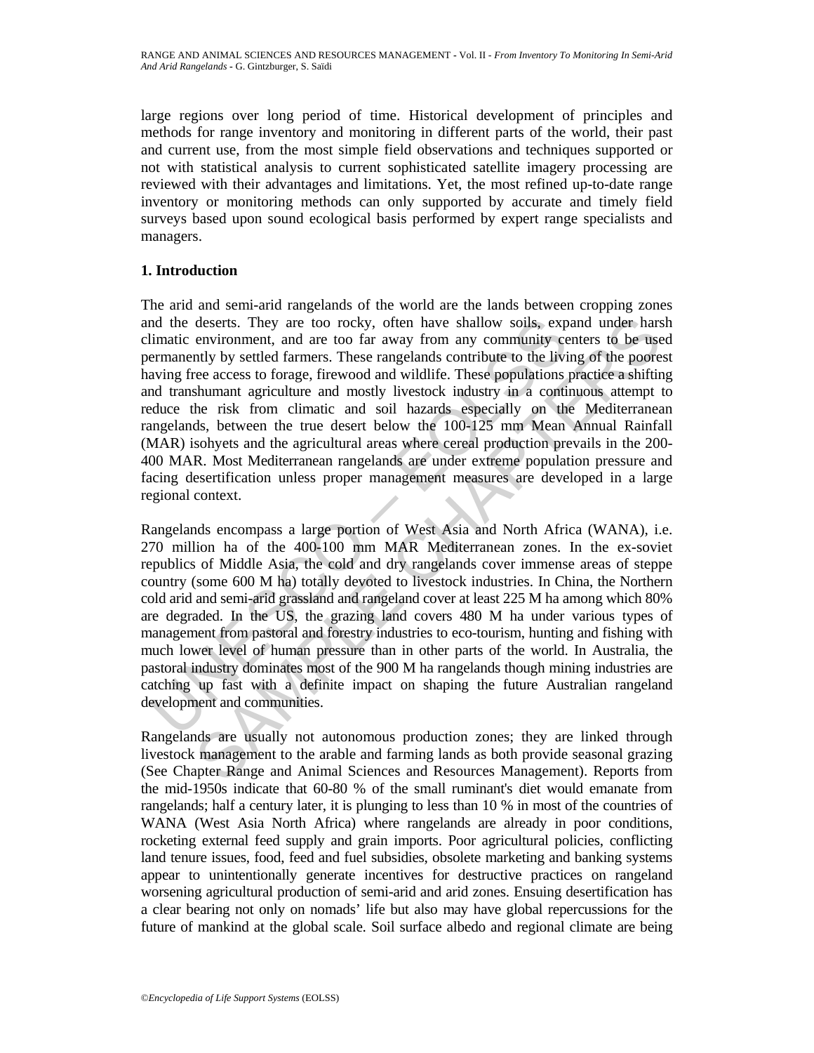large regions over long period of time. Historical development of principles and methods for range inventory and monitoring in different parts of the world, their past and current use, from the most simple field observations and techniques supported or not with statistical analysis to current sophisticated satellite imagery processing are reviewed with their advantages and limitations. Yet, the most refined up-to-date range inventory or monitoring methods can only supported by accurate and timely field surveys based upon sound ecological basis performed by expert range specialists and managers.

## 1. Introduction

The arid and semi-arid rangelands of the world are the lands between cropping zones and the deserts. They are too rocky, often have shallow soils, expand under harsh climatic environment, and are too far away from any community centers to be used permanently by settled farmers. These rangelands contribute to the living of the poorest having free access to forage, firewood and wildlife. These populations practice a shifting and transhumant agriculture and mostly livestock industry in a continuous attempt to reduce the risk from climatic and soil hazards especially on the Mediterranean rangelands, between the true desert below the 100-125 mm Mean Annual Rainfall (MAR) isohyets and the agricultural areas where cereal production prevails in the 200-400 MAR. Most Mediterranean rangelands are under extreme population pressure and facing desertification unless proper management measures are developed in a large regional context.

Rangelands encompass a large portion of West Asia and North Africa (WANA), i.e. 270 million ha of the 400-100 mm MAR Mediterranean zones. In the ex-soviet republics of Middle Asia, the cold and dry rangelands cover immense areas of steppe country (some 600 M ha) totally devoted to livestock industries. In China, the Northern cold arid and semi-arid grassland and rangeland cover at least 225 M ha among which 80% are degraded. In the US, the grazing land covers 480 M ha under various types of management from pastoral and forestry industries to eco-tourism, hunting and fishing with much lower level of human pressure than in other parts of the world. In Australia, the pastoral industry dominates most of the 900 M ha rangelands though mining industries are catching up fast with a definite impact on shaping the future Australian rangeland development and communities.

Rangelands are usually not autonomous production zones; they are linked through livestock management to the arable and farming lands as both provide seasonal grazing (See Chapter Range and Animal Sciences and Resources Management). Reports from the mid-1950s indicate that 60-80 % of the small ruminant's diet would emanate from rangelands; half a century later, it is plunging to less than 10 % in most of the countries of WANA (West Asia North Africa) where rangelands are already in poor conditions, rocketing external feed supply and grain imports. Poor agricultural policies, conflicting land tenure issues, food, feed and fuel subsidies, obsolete marketing and banking systems appear to unintentionally generate incentives for destructive practices on rangeland worsening agricultural production of semi-arid and arid zones. Ensuing desertification has a clear bearing not only on nomads' life but also may have global repercussions for the future of mankind at the global scale. Soil surface albedo and regional climate are being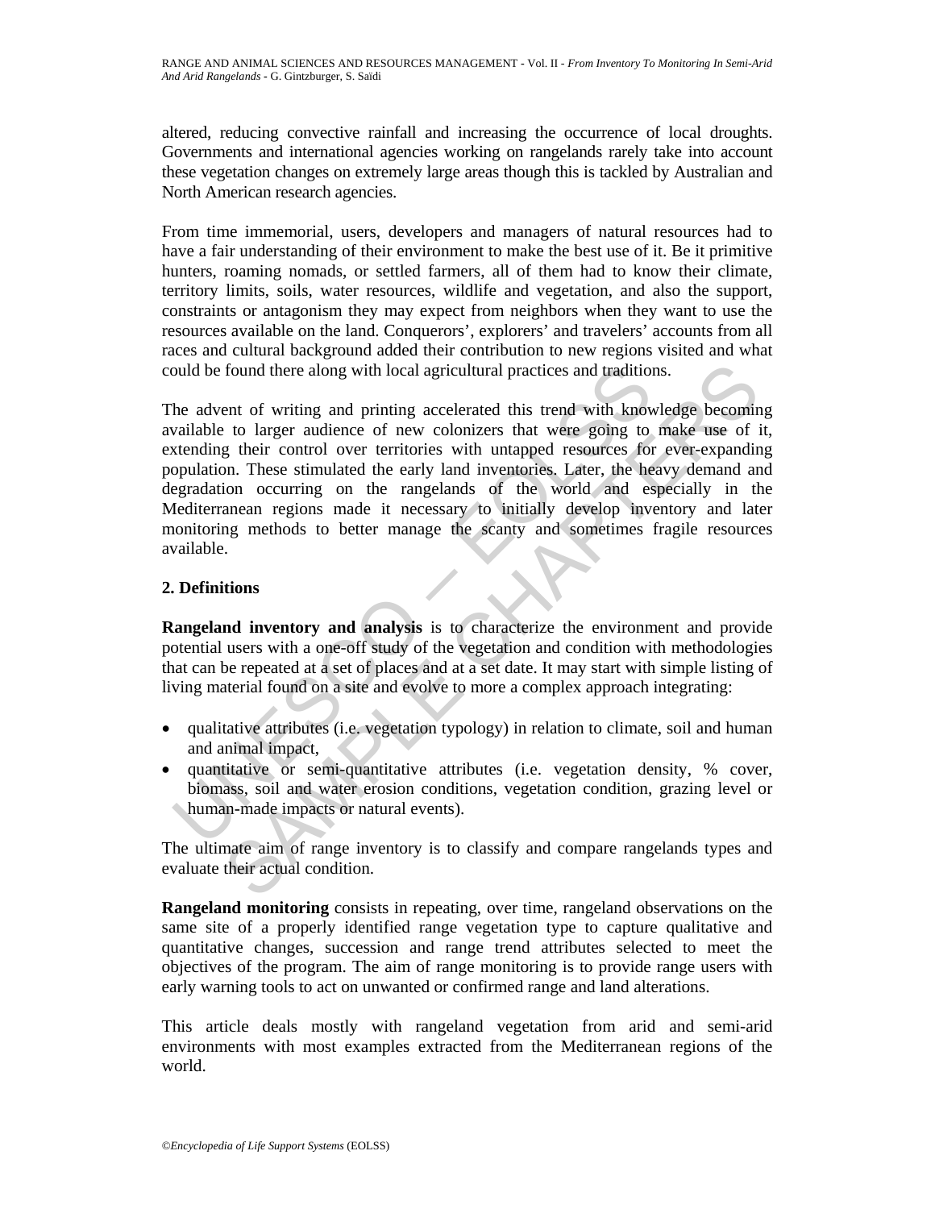altered, reducing convective rainfall and increasing the occurrence of local droughts. Governments and international agencies working on rangelands rarely take into account these vegetation changes on extremely large areas though this is tackled by Australian and North American research agencies.

From time immemorial, users, developers and managers of natural resources had to have a fair understanding of their environment to make the best use of it. Be it primitive hunters, roaming nomads, or settled farmers, all of them had to know their climate, territory limits, soils, water resources, wildlife and vegetation, and also the support, constraints or antagonism they may expect from neighbors when they want to use the resources available on the land. Conquerors', explorers' and travelers' accounts from all races and cultural background added their contribution to new regions visited and what could be found there along with local agricultural practices and traditions.

The advent of writing and printing accelerated this trend with knowledge becoming available to larger audience of new colonizers that were going to make use of it, extending their control over territories with untapped resources for ever-expanding population. These stimulated the early land inventories. Later, the heavy demand and degradation occurring on the rangelands of the world and especially in the Mediterranean regions made it necessary to initially develop inventory and later monitoring methods to better manage the scanty and sometimes fragile resources available.

## 2. Definitions

**Rangeland inventory and analysis** is to characterize the environment and provide potential users with a one-off study of the vegetation and condition with methodologies that can be repeated at a set of places and at a set date. It may start with simple listing of living material found on a site and evolve to more a complex approach integrating:

- qualitative attributes (i.e. vegetation typology) in relation to climate, soil and human and animal impact,
- quantitative or semi-quantitative attributes (i.e. vegetation density, % cover, biomass, soil and water erosion conditions, vegetation condition, grazing level or human-made impacts or natural events).

The ultimate aim of range inventory is to classify and compare rangelands types and evaluate their actual condition.

**Rangeland monitoring** consists in repeating, over time, rangeland observations on the same site of a properly identified range vegetation type to capture qualitative and quantitative changes, succession and range trend attributes selected to meet the objectives of the program. The aim of range monitoring is to provide range users with early warning tools to act on unwanted or confirmed range and land alterations.

This article deals mostly with rangeland vegetation from arid and semi-arid environments with most examples extracted from the Mediterranean regions of the world.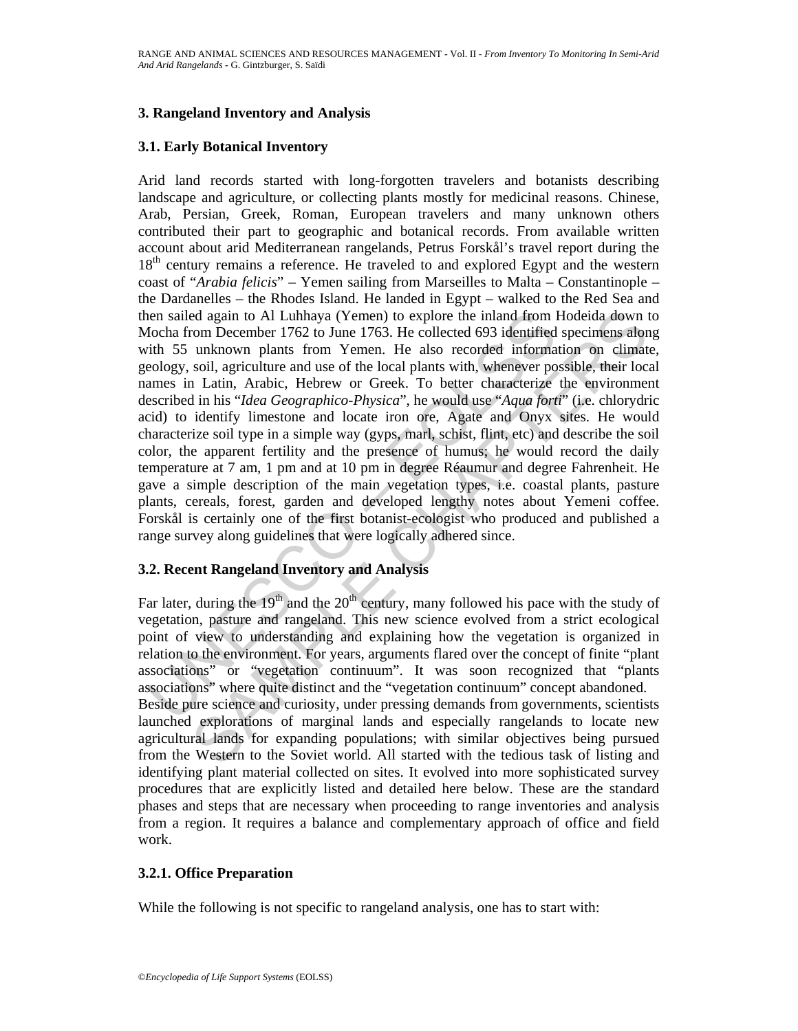## 3. Rangeland Inventory and Analysis

### 3.1. Early Botanical Inventory

Arid land records started with long-forgotten travelers and botanists describing landscape and agriculture, or collecting plants mostly for medicinal reasons. Chinese, Arab, Persian, Greek, Roman, European travelers and many unknown others contributed their part to geographic and botanical records. From available written account about arid Mediterranean rangelands, Petrus Forskål's travel report during the 18th century remains a reference. He traveled to and explored Egypt and the western coast of "*Arabia felicis*" – Yemen sailing from Marseilles to Malta – Constantinople – the Dardanelles – the Rhodes Island. He landed in Egypt – walked to the Red Sea and then sailed again to Al Luhhaya (Yemen) to explore the inland from Hodeida down to Mocha from December 1762 to June 1763. He collected 693 identified specimens along with 55 unknown plants from Yemen. He also recorded information on climate, geology, soil, agriculture and use of the local plants with, whenever possible, their local names in Latin, Arabic, Hebrew or Greek. To better characterize the environment described in his "*Idea Geographico-Physica*", he would use "*Aqua forti*" (i.e. chlorydric acid) to identify limestone and locate iron ore, Agate and Onyx sites. He would characterize soil type in a simple way (gyps, marl, schist, flint, etc) and describe the soil color, the apparent fertility and the presence of humus; he would record the daily temperature at 7 am, 1 pm and at 10 pm in degree Réaumur and degree Fahrenheit. He gave a simple description of the main vegetation types, i.e. coastal plants, pasture plants, cereals, forest, garden and developed lengthy notes about Yemeni coffee. Forskål is certainly one of the first botanist-ecologist who produced and published a range survey along guidelines that were logically adhered since.

### 3.2. Recent Rangeland Inventory and Analysis

Far later, during the 19th and the 20th century, many followed his pace with the study of vegetation, pasture and rangeland. This new science evolved from a strict ecological point of view to understanding and explaining how the vegetation is organized in relation to the environment. For years, arguments flared over the concept of finite "plant associations" or "vegetation continuum". It was soon recognized that "plants associations" where quite distinct and the "vegetation continuum" concept abandoned.

Beside pure science and curiosity, under pressing demands from governments, scientists launched explorations of marginal lands and especially rangelands to locate new agricultural lands for expanding populations; with similar objectives being pursued from the Western to the Soviet world. All started with the tedious task of listing and identifying plant material collected on sites. It evolved into more sophisticated survey procedures that are explicitly listed and detailed here below. These are the standard phases and steps that are necessary when proceeding to range inventories and analysis from a region. It requires a balance and complementary approach of office and field work.

#### 3.2.1. Office Preparation

While the following is not specific to rangeland analysis, one has to start with: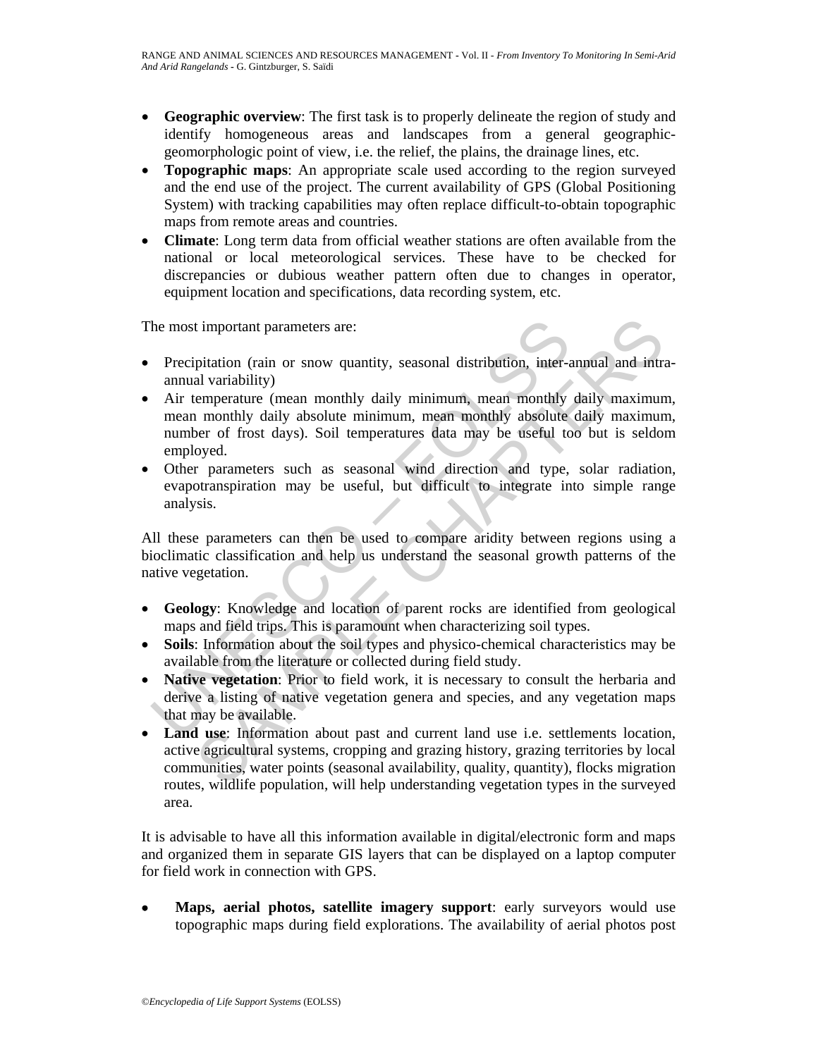- **Geographic overview**: The first task is to properly delineate the region of study and identify homogeneous areas and landscapes from a general geographic-geomorphologic point of view, i.e. the relief, the plains, the drainage lines, etc.
- **Topographic maps**: An appropriate scale used according to the region surveyed and the end use of the project. The current availability of GPS (Global Positioning System) with tracking capabilities may often replace difficult-to-obtain topographic maps from remote areas and countries.
- **Climate**: Long term data from official weather stations are often available from the national or local meteorological services. These have to be checked for discrepancies or dubious weather pattern often due to changes in operator, equipment location and specifications, data recording system, etc.

The most important parameters are:

- Precipitation (rain or snow quantity, seasonal distribution, inter-annual and intra-annual variability)
- Air temperature (mean monthly daily minimum, mean monthly daily maximum, mean monthly daily absolute minimum, mean monthly absolute daily maximum, number of frost days). Soil temperatures data may be useful too but is seldom employed.
- Other parameters such as seasonal wind direction and type, solar radiation, evapotranspiration may be useful, but difficult to integrate into simple range analysis.

All these parameters can then be used to compare aridity between regions using a bioclimatic classification and help us understand the seasonal growth patterns of the native vegetation.

- **Geology**: Knowledge and location of parent rocks are identified from geological maps and field trips. This is paramount when characterizing soil types.
- **Soils**: Information about the soil types and physico-chemical characteristics may be available from the literature or collected during field study.
- **Native vegetation**: Prior to field work, it is necessary to consult the herbaria and derive a listing of native vegetation genera and species, and any vegetation maps that may be available.
- **Land use**: Information about past and current land use i.e. settlements location, active agricultural systems, cropping and grazing history, grazing territories by local communities, water points (seasonal availability, quality, quantity), flocks migration routes, wildlife population, will help understanding vegetation types in the surveyed area.

It is advisable to have all this information available in digital/electronic form and maps and organized them in separate GIS layers that can be displayed on a laptop computer for field work in connection with GPS.

- **Maps, aerial photos, satellite imagery support**: early surveyors would use topographic maps during field explorations. The availability of aerial photos post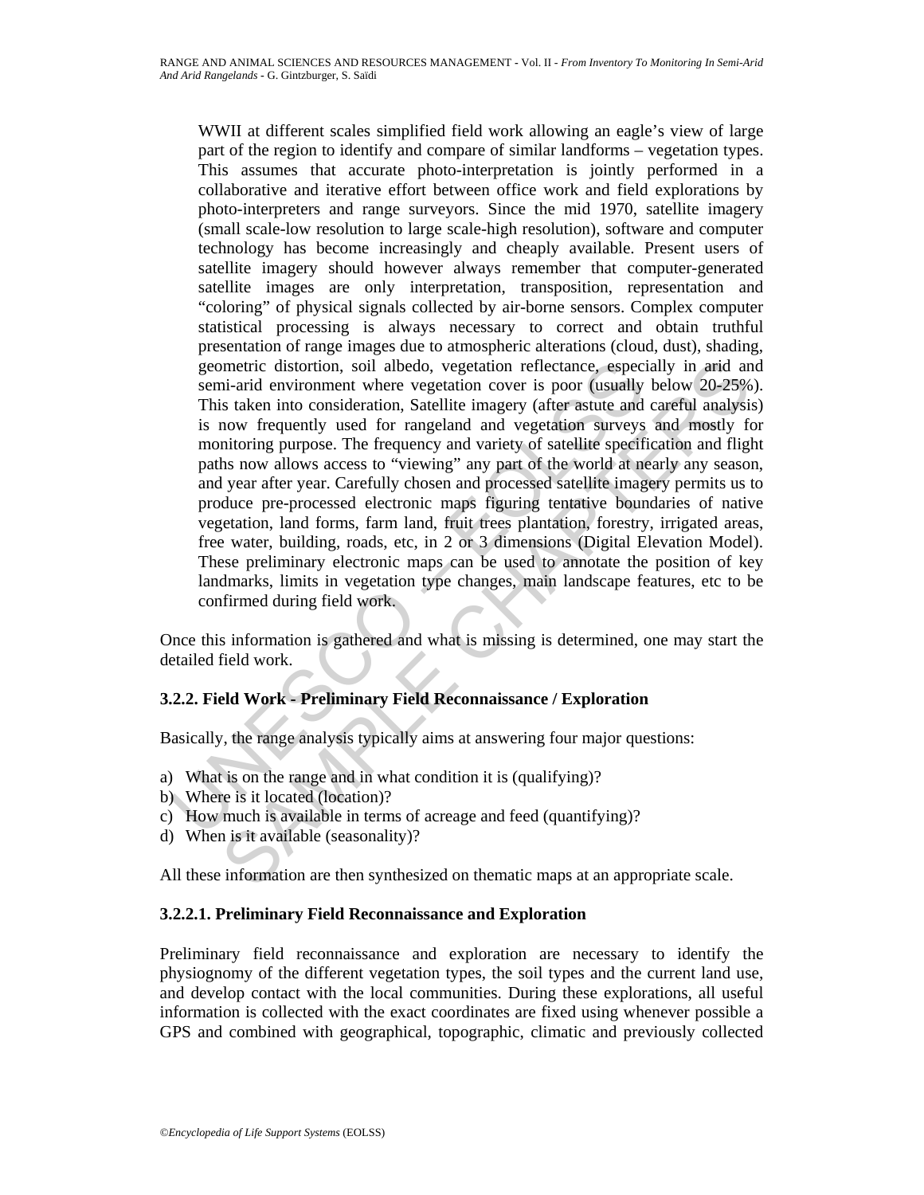WWII at different scales simplified field work allowing an eagle's view of large part of the region to identify and compare of similar landforms – vegetation types. This assumes that accurate photo-interpretation is jointly performed in a collaborative and iterative effort between office work and field explorations by photo-interpreters and range surveyors. Since the mid 1970, satellite imagery (small scale-low resolution to large scale-high resolution), software and computer technology has become increasingly and cheaply available. Present users of satellite imagery should however always remember that computer-generated satellite images are only interpretation, transposition, representation and "coloring" of physical signals collected by air-borne sensors. Complex computer statistical processing is always necessary to correct and obtain truthful presentation of range images due to atmospheric alterations (cloud, dust), shading, geometric distortion, soil albedo, vegetation reflectance, especially in arid and semi-arid environment where vegetation cover is poor (usually below 20-25%). This taken into consideration, Satellite imagery (after astute and careful analysis) is now frequently used for rangeland and vegetation surveys and mostly for monitoring purpose. The frequency and variety of satellite specification and flight paths now allows access to "viewing" any part of the world at nearly any season, and year after year. Carefully chosen and processed satellite imagery permits us to produce pre-processed electronic maps figuring tentative boundaries of native vegetation, land forms, farm land, fruit trees plantation, forestry, irrigated areas, free water, building, roads, etc, in 2 or 3 dimensions (Digital Elevation Model). These preliminary electronic maps can be used to annotate the position of key landmarks, limits in vegetation type changes, main landscape features, etc to be confirmed during field work.

Once this information is gathered and what is missing is determined, one may start the detailed field work.

### 3.2.2. Field Work - Preliminary Field Reconnaissance / Exploration

Basically, the range analysis typically aims at answering four major questions:

a) What is on the range and in what condition it is (qualifying)?
b) Where is it located (location)?
c) How much is available in terms of acreage and feed (quantifying)?
d) When is it available (seasonality)?

All these information are then synthesized on thematic maps at an appropriate scale.

#### 3.2.2.1. Preliminary Field Reconnaissance and Exploration

Preliminary field reconnaissance and exploration are necessary to identify the physiognomy of the different vegetation types, the soil types and the current land use, and develop contact with the local communities. During these explorations, all useful information is collected with the exact coordinates are fixed using whenever possible a GPS and combined with geographical, topographic, climatic and previously collected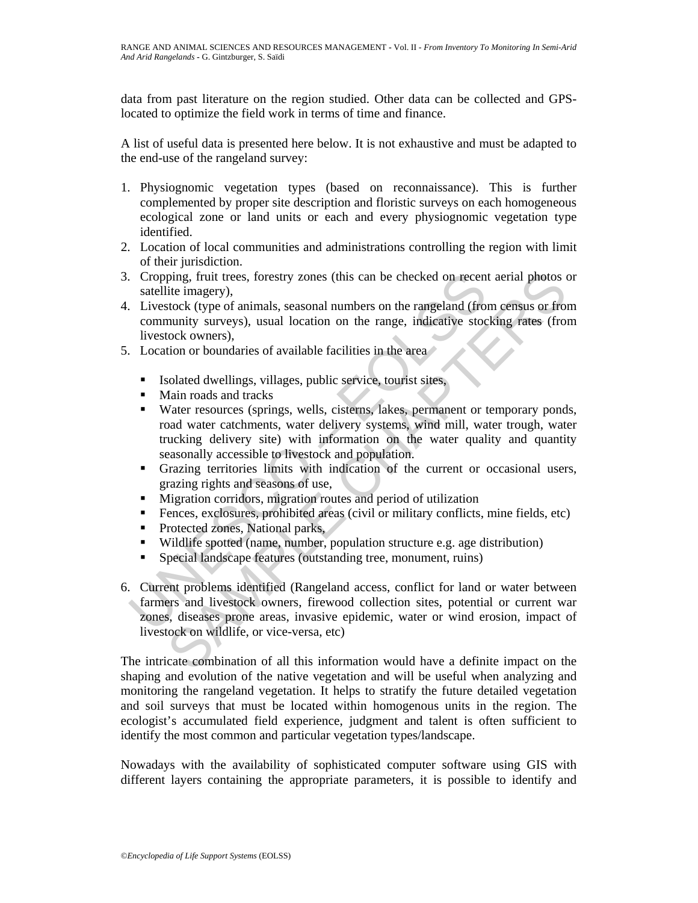data from past literature on the region studied. Other data can be collected and GPS-located to optimize the field work in terms of time and finance.

A list of useful data is presented here below. It is not exhaustive and must be adapted to the end-use of the rangeland survey:

1. Physiognomic vegetation types (based on reconnaissance). This is further complemented by proper site description and floristic surveys on each homogeneous ecological zone or land units or each and every physiognomic vegetation type identified.
2. Location of local communities and administrations controlling the region with limit of their jurisdiction.
3. Cropping, fruit trees, forestry zones (this can be checked on recent aerial photos or satellite imagery),
4. Livestock (type of animals, seasonal numbers on the rangeland (from census or from community surveys), usual location on the range, indicative stocking rates (from livestock owners),
5. Location or boundaries of available facilities in the area

   - Isolated dwellings, villages, public service, tourist sites,
   - Main roads and tracks
   - Water resources (springs, wells, cisterns, lakes, permanent or temporary ponds, road water catchments, water delivery systems, wind mill, water trough, water trucking delivery site) with information on the water quality and quantity seasonally accessible to livestock and population.
   - Grazing territories limits with indication of the current or occasional users, grazing rights and seasons of use,
   - Migration corridors, migration routes and period of utilization
   - Fences, exclosures, prohibited areas (civil or military conflicts, mine fields, etc)
   - Protected zones, National parks,
   - Wildlife spotted (name, number, population structure e.g. age distribution)
   - Special landscape features (outstanding tree, monument, ruins)

6. Current problems identified (Rangeland access, conflict for land or water between farmers and livestock owners, firewood collection sites, potential or current war zones, diseases prone areas, invasive epidemic, water or wind erosion, impact of livestock on wildlife, or vice-versa, etc)

The intricate combination of all this information would have a definite impact on the shaping and evolution of the native vegetation and will be useful when analyzing and monitoring the rangeland vegetation. It helps to stratify the future detailed vegetation and soil surveys that must be located within homogenous units in the region. The ecologist's accumulated field experience, judgment and talent is often sufficient to identify the most common and particular vegetation types/landscape.

Nowadays with the availability of sophisticated computer software using GIS with different layers containing the appropriate parameters, it is possible to identify and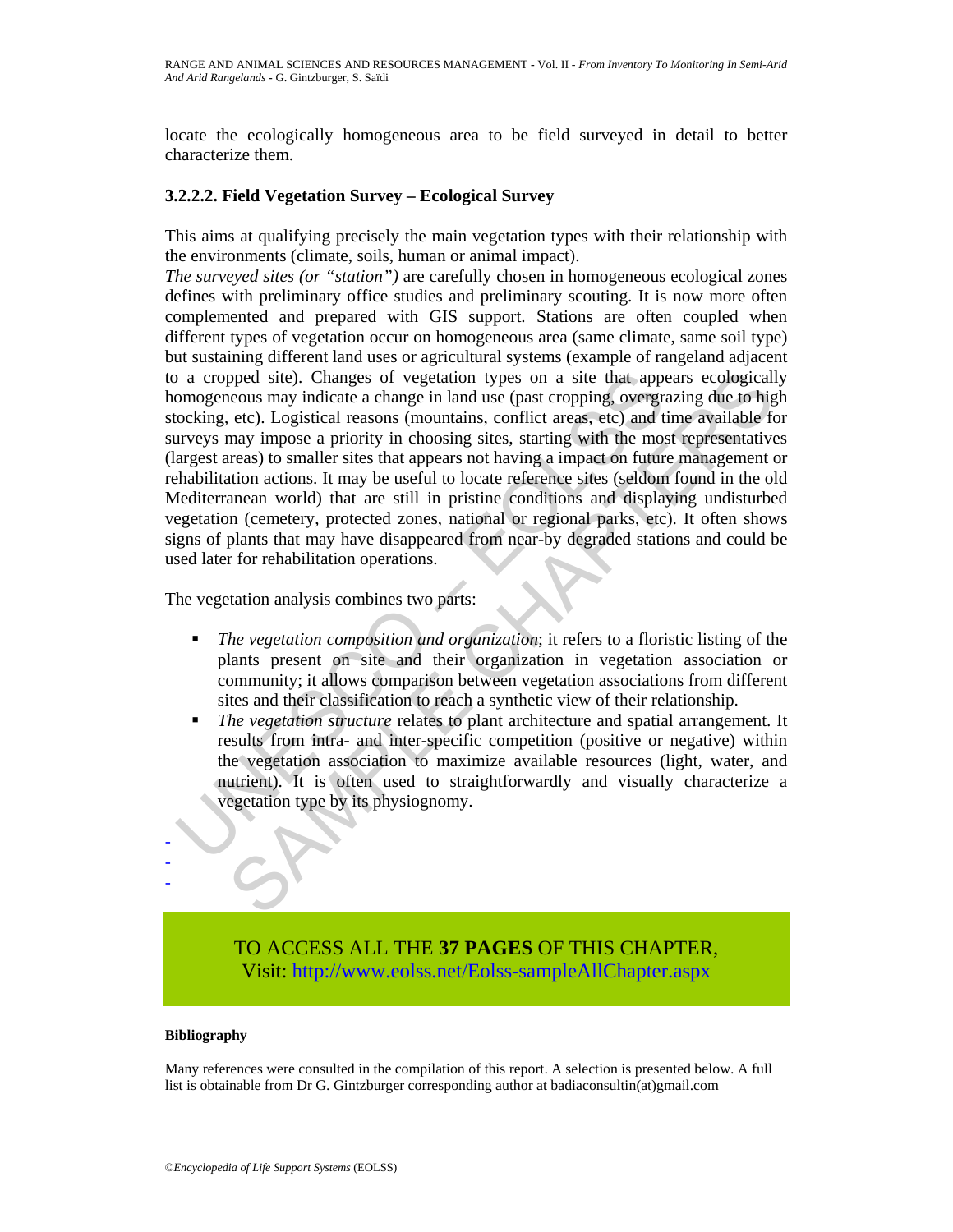locate the ecologically homogeneous area to be field surveyed in detail to better characterize them.

### 3.2.2.2. Field Vegetation Survey – Ecological Survey

This aims at qualifying precisely the main vegetation types with their relationship with the environments (climate, soils, human or animal impact).

*The surveyed sites (or "station")* are carefully chosen in homogeneous ecological zones defines with preliminary office studies and preliminary scouting. It is now more often complemented and prepared with GIS support. Stations are often coupled when different types of vegetation occur on homogeneous area (same climate, same soil type) but sustaining different land uses or agricultural systems (example of rangeland adjacent to a cropped site). Changes of vegetation types on a site that appears ecologically homogeneous may indicate a change in land use (past cropping, overgrazing due to high stocking, etc). Logistical reasons (mountains, conflict areas, etc) and time available for surveys may impose a priority in choosing sites, starting with the most representatives (largest areas) to smaller sites that appears not having a impact on future management or rehabilitation actions. It may be useful to locate reference sites (seldom found in the old Mediterranean world) that are still in pristine conditions and displaying undisturbed vegetation (cemetery, protected zones, national or regional parks, etc). It often shows signs of plants that may have disappeared from near-by degraded stations and could be used later for rehabilitation operations.

The vegetation analysis combines two parts:

- *The vegetation composition and organization*; it refers to a floristic listing of the plants present on site and their organization in vegetation association or community; it allows comparison between vegetation associations from different sites and their classification to reach a synthetic view of their relationship.
- *The vegetation structure* relates to plant architecture and spatial arrangement. It results from intra- and inter-specific competition (positive or negative) within the vegetation association to maximize available resources (light, water, and nutrient). It is often used to straightforwardly and visually characterize a vegetation type by its physiognomy.

-
-
-

TO ACCESS ALL THE **37 PAGES** OF THIS CHAPTER,
Visit: http://www.eolss.net/Eolss-sampleAllChapter.aspx

#### Bibliography

Many references were consulted in the compilation of this report. A selection is presented below. A full list is obtainable from Dr G. Gintzburger corresponding author at badiaconsultin(at)gmail.com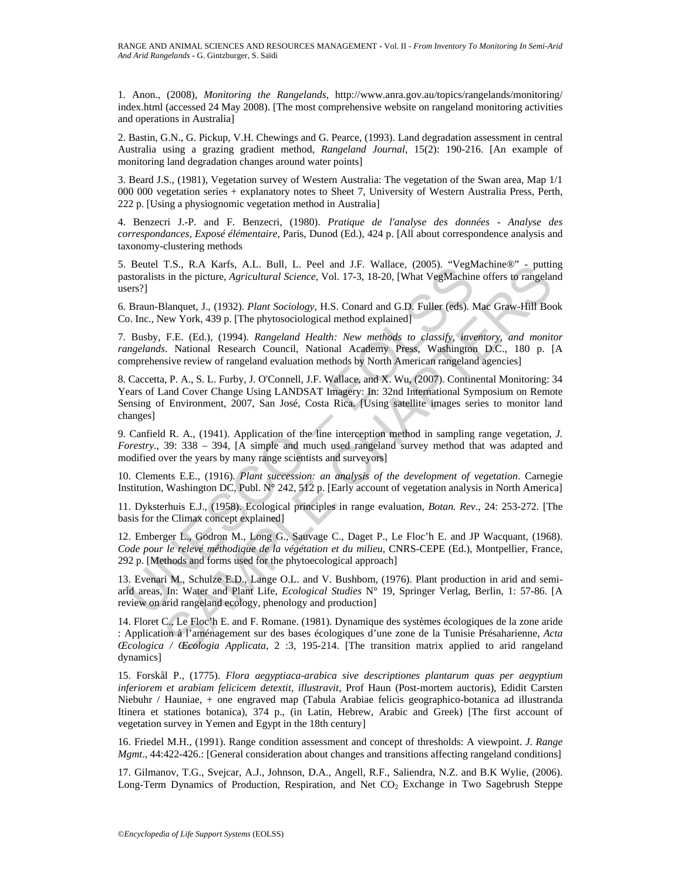1. Anon., (2008), *Monitoring the Rangelands*, http://www.anra.gov.au/topics/rangelands/monitoring/index.html (accessed 24 May 2008). [The most comprehensive website on rangeland monitoring activities and operations in Australia]

2. Bastin, G.N., G. Pickup, V.H. Chewings and G. Pearce, (1993). Land degradation assessment in central Australia using a grazing gradient method, *Rangeland Journal*, 15(2): 190-216. [An example of monitoring land degradation changes around water points]

3. Beard J.S., (1981), Vegetation survey of Western Australia: The vegetation of the Swan area, Map 1/1 000 000 vegetation series + explanatory notes to Sheet 7, University of Western Australia Press, Perth, 222 p. [Using a physiognomic vegetation method in Australia]

4. Benzecri J.-P. and F. Benzecri, (1980). *Pratique de l'analyse des données - Analyse des correspondances, Exposé élémentaire*, Paris, Dunod (Ed.), 424 p. [All about correspondence analysis and taxonomy-clustering methods

5. Beutel T.S., R.A Karfs, A.L. Bull, L. Peel and J.F. Wallace, (2005). "VegMachine®" - putting pastoralists in the picture, *Agricultural Science*, Vol. 17-3, 18-20, [What VegMachine offers to rangeland users?]

6. Braun-Blanquet, J., (1932). *Plant Sociology*, H.S. Conard and G.D. Fuller (eds). Mac Graw-Hill Book Co. Inc., New York, 439 p. [The phytosociological method explained]

7. Busby, F.E. (Ed.), (1994). *Rangeland Health: New methods to classify, inventory, and monitor rangelands*. National Research Council, National Academy Press, Washington D.C., 180 p. [A comprehensive review of rangeland evaluation methods by North American rangeland agencies]

8. Caccetta, P. A., S. L. Furby, J. O'Connell, J.F. Wallace, and X. Wu, (2007). Continental Monitoring: 34 Years of Land Cover Change Using LANDSAT Imagery: In: 32nd International Symposium on Remote Sensing of Environment, 2007, San José, Costa Rica. [Using satellite images series to monitor land changes]

9. Canfield R. A., (1941). Application of the line interception method in sampling range vegetation, *J. Forestry*., 39: 338 – 394, [A simple and much used rangeland survey method that was adapted and modified over the years by many range scientists and surveyors]

10. Clements E.E., (1916). *Plant succession: an analysis of the development of vegetation*. Carnegie Institution, Washington DC, Publ. N° 242, 512 p. [Early account of vegetation analysis in North America]

11. Dyksterhuis E.J., (1958). Ecological principles in range evaluation, *Botan. Rev*., 24: 253-272. [The basis for the Climax concept explained]

12. Emberger L., Godron M., Long G., Sauvage C., Daget P., Le Floc'h E. and JP Wacquant, (1968). *Code pour le relevé méthodique de la végétation et du milieu*, CNRS-CEPE (Ed.), Montpellier, France, 292 p. [Methods and forms used for the phytoecological approach]

13. Evenari M., Schulze E.D., Lange O.L. and V. Bushbom, (1976). Plant production in arid and semi-arid areas, In: Water and Plant Life, *Ecological Studies* N° 19, Springer Verlag, Berlin, 1: 57-86. [A review on arid rangeland ecology, phenology and production]

14. Floret C., Le Floc'h E. and F. Romane. (1981). Dynamique des systèmes écologiques de la zone aride : Application à l'aménagement sur des bases écologiques d'une zone de la Tunisie Présaharienne, *Acta Œcologica / Œcologia Applicata*, 2 :3, 195-214. [The transition matrix applied to arid rangeland dynamics]

15. Forskål P., (1775). *Flora aegyptiaca-arabica sive descriptiones plantarum quas per aegyptium inferiorem et arabiam felicicem detextit, illustravit*, Prof Haun (Post-mortem auctoris), Edidit Carsten Niebuhr / Hauniae, + one engraved map (Tabula Arabiae felicis geographico-botanica ad illustranda Itinera et stationes botanica), 374 p., (in Latin, Hebrew, Arabic and Greek) [The first account of vegetation survey in Yemen and Egypt in the 18th century]

16. Friedel M.H., (1991). Range condition assessment and concept of thresholds: A viewpoint. *J. Range Mgmt*., 44:422-426.: [General consideration about changes and transitions affecting rangeland conditions]

17. Gilmanov, T.G., Svejcar, A.J., Johnson, D.A., Angell, R.F., Saliendra, N.Z. and B.K Wylie, (2006). Long-Term Dynamics of Production, Respiration, and Net $CO_2$ Exchange in Two Sagebrush Steppe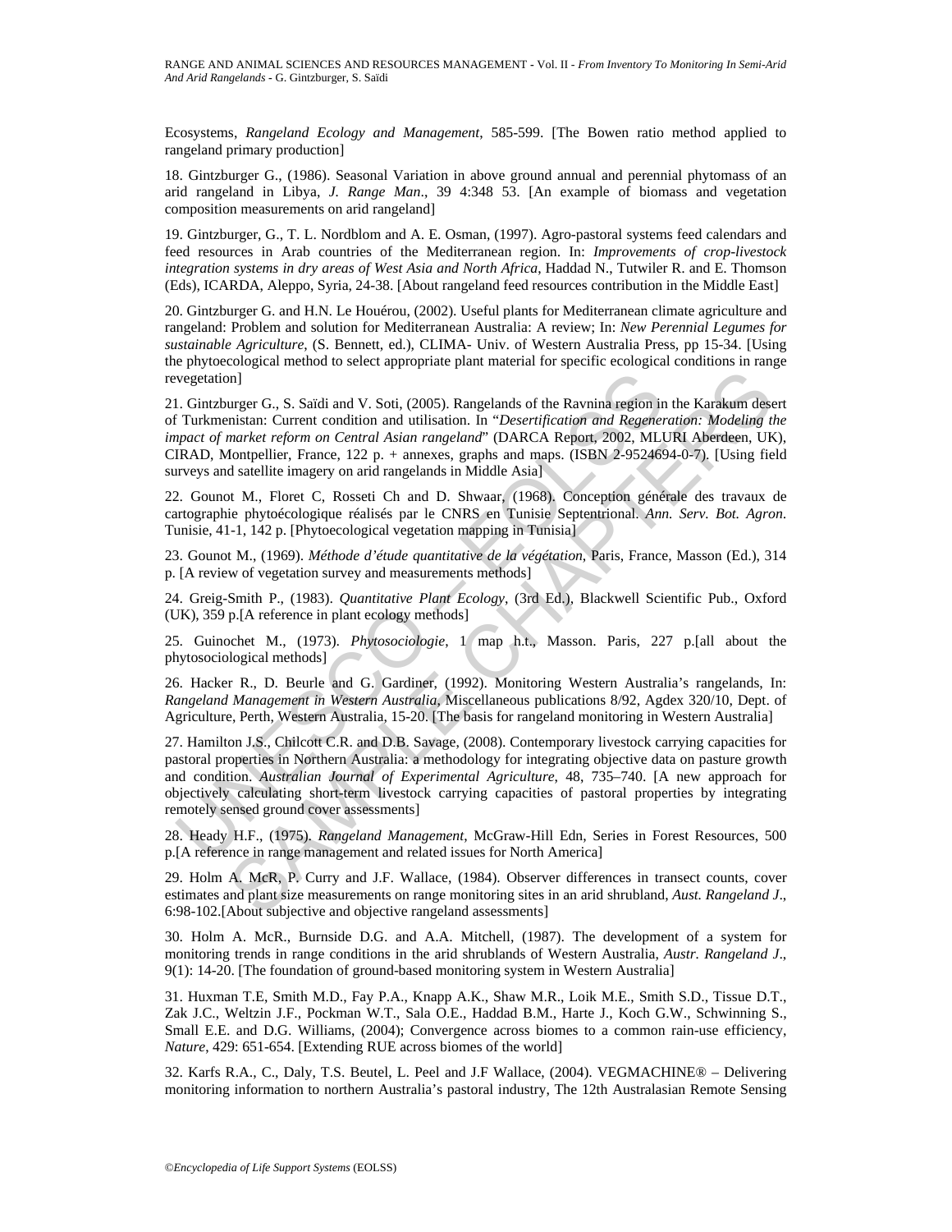Ecosystems, *Rangeland Ecology and Management*, 585-599. [The Bowen ratio method applied to rangeland primary production]

18. Gintzburger G., (1986). Seasonal Variation in above ground annual and perennial phytomass of an arid rangeland in Libya, *J. Range Man*., 39 4:348 53. [An example of biomass and vegetation composition measurements on arid rangeland]

19. Gintzburger, G., T. L. Nordblom and A. E. Osman, (1997). Agro-pastoral systems feed calendars and feed resources in Arab countries of the Mediterranean region. In: *Improvements of crop-livestock integration systems in dry areas of West Asia and North Africa*, Haddad N., Tutwiler R. and E. Thomson (Eds), ICARDA, Aleppo, Syria, 24-38. [About rangeland feed resources contribution in the Middle East]

20. Gintzburger G. and H.N. Le Houérou, (2002). Useful plants for Mediterranean climate agriculture and rangeland: Problem and solution for Mediterranean Australia: A review; In: *New Perennial Legumes for sustainable Agriculture*, (S. Bennett, ed.), CLIMA- Univ. of Western Australia Press, pp 15-34. [Using the phytoecological method to select appropriate plant material for specific ecological conditions in range revegetation]

21. Gintzburger G., S. Saïdi and V. Soti, (2005). Rangelands of the Ravnina region in the Karakum desert of Turkmenistan: Current condition and utilisation. In "*Desertification and Regeneration: Modeling the impact of market reform on Central Asian rangeland*" (DARCA Report, 2002, MLURI Aberdeen, UK), CIRAD, Montpellier, France, 122 p. + annexes, graphs and maps. (ISBN 2-9524694-0-7). [Using field surveys and satellite imagery on arid rangelands in Middle Asia]

22. Gounot M., Floret C, Rosseti Ch and D. Shwaar, (1968). Conception générale des travaux de cartographie phytoécologique réalisés par le CNRS en Tunisie Septentrional. *Ann. Serv. Bot. Agron*. Tunisie, 41-1, 142 p. [Phytoecological vegetation mapping in Tunisia]

23. Gounot M., (1969). *Méthode d'étude quantitative de la végétation*, Paris, France, Masson (Ed.), 314 p. [A review of vegetation survey and measurements methods]

24. Greig-Smith P., (1983). *Quantitative Plant Ecology*, (3rd Ed.), Blackwell Scientific Pub., Oxford (UK), 359 p.[A reference in plant ecology methods]

25. Guinochet M., (1973). *Phytosociologie*, 1 map h.t., Masson. Paris, 227 p.[all about the phytosociological methods]

26. Hacker R., D. Beurle and G. Gardiner, (1992). Monitoring Western Australia's rangelands, In: *Rangeland Management in Western Australia*, Miscellaneous publications 8/92, Agdex 320/10, Dept. of Agriculture, Perth, Western Australia, 15-20. [The basis for rangeland monitoring in Western Australia]

27. Hamilton J.S., Chilcott C.R. and D.B. Savage, (2008). Contemporary livestock carrying capacities for pastoral properties in Northern Australia: a methodology for integrating objective data on pasture growth and condition. *Australian Journal of Experimental Agriculture*, 48, 735–740. [A new approach for objectively calculating short-term livestock carrying capacities of pastoral properties by integrating remotely sensed ground cover assessments]

28. Heady H.F., (1975). *Rangeland Management*, McGraw-Hill Edn, Series in Forest Resources, 500 p.[A reference in range management and related issues for North America]

29. Holm A. McR, P. Curry and J.F. Wallace, (1984). Observer differences in transect counts, cover estimates and plant size measurements on range monitoring sites in an arid shrubland, *Aust. Rangeland J*., 6:98-102.[About subjective and objective rangeland assessments]

30. Holm A. McR., Burnside D.G. and A.A. Mitchell, (1987). The development of a system for monitoring trends in range conditions in the arid shrublands of Western Australia, *Austr. Rangeland J*., 9(1): 14-20. [The foundation of ground-based monitoring system in Western Australia]

31. Huxman T.E, Smith M.D., Fay P.A., Knapp A.K., Shaw M.R., Loik M.E., Smith S.D., Tissue D.T., Zak J.C., Weltzin J.F., Pockman W.T., Sala O.E., Haddad B.M., Harte J., Koch G.W., Schwinning S., Small E.E. and D.G. Williams, (2004); Convergence across biomes to a common rain-use efficiency, *Nature*, 429: 651-654. [Extending RUE across biomes of the world]

32. Karfs R.A., C., Daly, T.S. Beutel, L. Peel and J.F Wallace, (2004). VEGMACHINE® – Delivering monitoring information to northern Australia's pastoral industry, The 12th Australasian Remote Sensing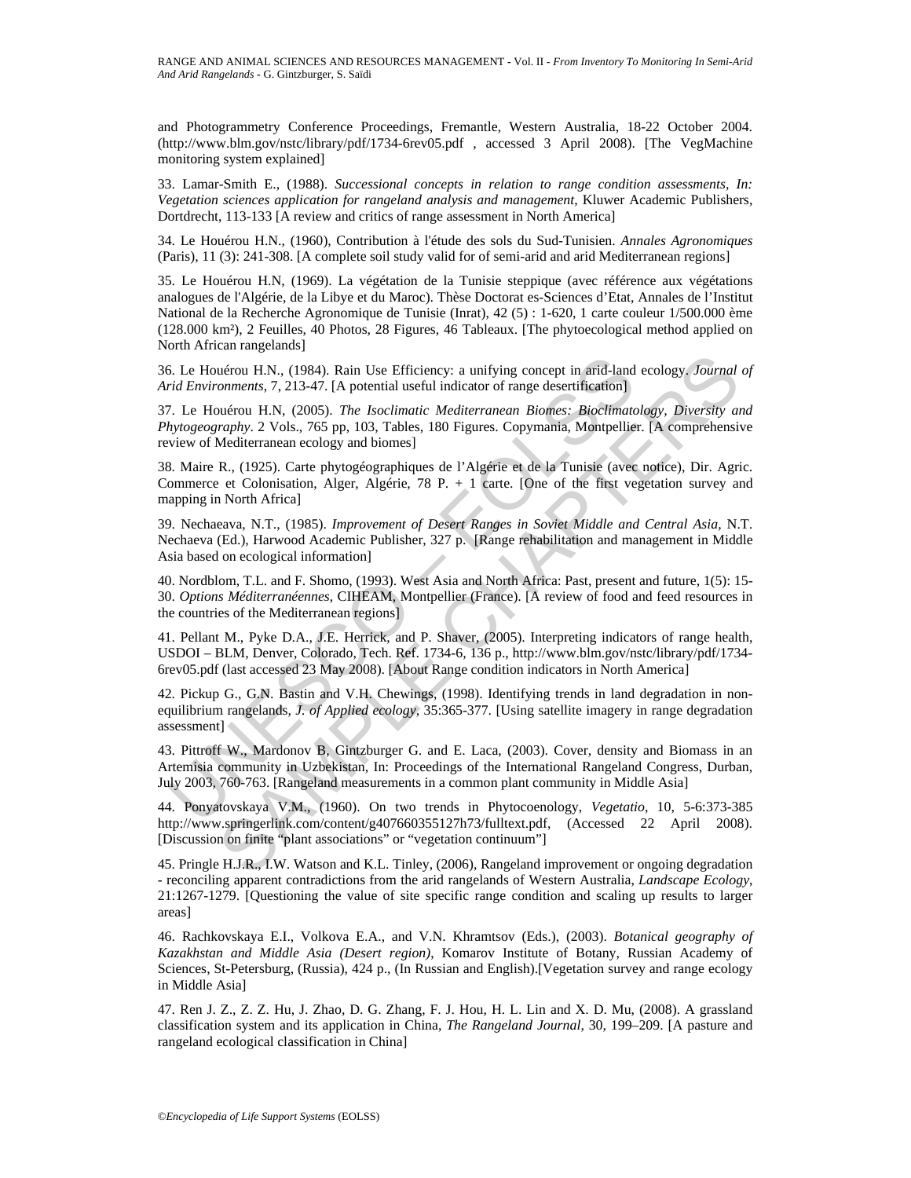and Photogrammetry Conference Proceedings, Fremantle, Western Australia, 18-22 October 2004. (http://www.blm.gov/nstc/library/pdf/1734-6rev05.pdf , accessed 3 April 2008). [The VegMachine monitoring system explained]

33. Lamar-Smith E., (1988). *Successional concepts in relation to range condition assessments, In: Vegetation sciences application for rangeland analysis and management*, Kluwer Academic Publishers, Dortdrecht, 113-133 [A review and critics of range assessment in North America]

34. Le Houérou H.N., (1960), Contribution à l'étude des sols du Sud-Tunisien. *Annales Agronomiques* (Paris), 11 (3): 241-308. [A complete soil study valid for of semi-arid and arid Mediterranean regions]

35. Le Houérou H.N, (1969). La végétation de la Tunisie steppique (avec référence aux végétations analogues de l'Algérie, de la Libye et du Maroc). Thèse Doctorat es-Sciences d'Etat, Annales de l'Institut National de la Recherche Agronomique de Tunisie (Inrat), 42 (5) : 1-620, 1 carte couleur 1/500.000 ème (128.000 km²), 2 Feuilles, 40 Photos, 28 Figures, 46 Tableaux. [The phytoecological method applied on North African rangelands]

36. Le Houérou H.N., (1984). Rain Use Efficiency: a unifying concept in arid-land ecology. *Journal of Arid Environments*, 7, 213-47. [A potential useful indicator of range desertification]

37. Le Houérou H.N, (2005). *The Isoclimatic Mediterranean Biomes: Bioclimatology, Diversity and Phytogeography*. 2 Vols., 765 pp, 103, Tables, 180 Figures. Copymania, Montpellier. [A comprehensive review of Mediterranean ecology and biomes]

38. Maire R., (1925). Carte phytogéographiques de l'Algérie et de la Tunisie (avec notice), Dir. Agric. Commerce et Colonisation, Alger, Algérie, 78 P. + 1 carte. [One of the first vegetation survey and mapping in North Africa]

39. Nechaeava, N.T., (1985). *Improvement of Desert Ranges in Soviet Middle and Central Asia*, N.T. Nechaeva (Ed.), Harwood Academic Publisher, 327 p. [Range rehabilitation and management in Middle Asia based on ecological information]

40. Nordblom, T.L. and F. Shomo, (1993). West Asia and North Africa: Past, present and future, 1(5): 15-30. *Options Méditerranéennes*, CIHEAM, Montpellier (France). [A review of food and feed resources in the countries of the Mediterranean regions]

41. Pellant M., Pyke D.A., J.E. Herrick, and P. Shaver, (2005). Interpreting indicators of range health, USDOI – BLM, Denver, Colorado, Tech. Ref. 1734-6, 136 p., http://www.blm.gov/nstc/library/pdf/1734-6rev05.pdf (last accessed 23 May 2008). [About Range condition indicators in North America]

42. Pickup G., G.N. Bastin and V.H. Chewings, (1998). Identifying trends in land degradation in non-equilibrium rangelands, *J. of Applied ecology*, 35:365-377. [Using satellite imagery in range degradation assessment]

43. Pittroff W., Mardonov B, Gintzburger G. and E. Laca, (2003). Cover, density and Biomass in an Artemisia community in Uzbekistan, In: Proceedings of the International Rangeland Congress, Durban, July 2003, 760-763. [Rangeland measurements in a common plant community in Middle Asia]

44. Ponyatovskaya V.M., (1960). On two trends in Phytocoenology, *Vegetatio*, 10, 5-6:373-385 http://www.springerlink.com/content/g407660355127h73/fulltext.pdf, (Accessed 22 April 2008). [Discussion on finite "plant associations" or "vegetation continuum"]

45. Pringle H.J.R., I.W. Watson and K.L. Tinley, (2006), Rangeland improvement or ongoing degradation - reconciling apparent contradictions from the arid rangelands of Western Australia, *Landscape Ecology*, 21:1267-1279. [Questioning the value of site specific range condition and scaling up results to larger areas]

46. Rachkovskaya E.I., Volkova E.A., and V.N. Khramtsov (Eds.), (2003). *Botanical geography of Kazakhstan and Middle Asia (Desert region)*, Komarov Institute of Botany, Russian Academy of Sciences, St-Petersburg, (Russia), 424 p., (In Russian and English).[Vegetation survey and range ecology in Middle Asia]

47. Ren J. Z., Z. Z. Hu, J. Zhao, D. G. Zhang, F. J. Hou, H. L. Lin and X. D. Mu, (2008). A grassland classification system and its application in China, *The Rangeland Journal*, 30, 199–209. [A pasture and rangeland ecological classification in China]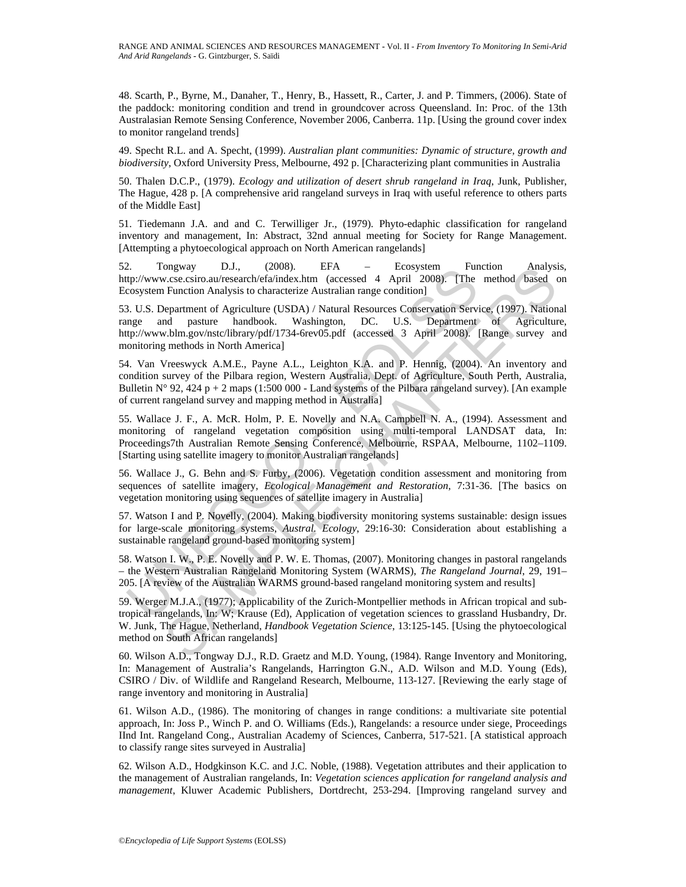48. Scarth, P., Byrne, M., Danaher, T., Henry, B., Hassett, R., Carter, J. and P. Timmers, (2006). State of the paddock: monitoring condition and trend in groundcover across Queensland. In: Proc. of the 13th Australasian Remote Sensing Conference, November 2006, Canberra. 11p. [Using the ground cover index to monitor rangeland trends]

49. Specht R.L. and A. Specht, (1999). *Australian plant communities: Dynamic of structure, growth and biodiversity*, Oxford University Press, Melbourne, 492 p. [Characterizing plant communities in Australia

50. Thalen D.C.P., (1979). *Ecology and utilization of desert shrub rangeland in Iraq*, Junk, Publisher, The Hague, 428 p. [A comprehensive arid rangeland surveys in Iraq with useful reference to others parts of the Middle East]

51. Tiedemann J.A. and and C. Terwilliger Jr., (1979). Phyto-edaphic classification for rangeland inventory and management, In: Abstract, 32nd annual meeting for Society for Range Management. [Attempting a phytoecological approach on North American rangelands]

52. Tongway D.J., (2008). EFA – Ecosystem Function Analysis, http://www.cse.csiro.au/research/efa/index.htm (accessed 4 April 2008). [The method based on Ecosystem Function Analysis to characterize Australian range condition]

53. U.S. Department of Agriculture (USDA) / Natural Resources Conservation Service, (1997). National range and pasture handbook. Washington, DC. U.S. Department of Agriculture, http://www.blm.gov/nstc/library/pdf/1734-6rev05.pdf (accessed 3 April 2008). [Range survey and monitoring methods in North America]

54. Van Vreeswyck A.M.E., Payne A.L., Leighton K.A. and P. Hennig, (2004). An inventory and condition survey of the Pilbara region, Western Australia, Dept. of Agriculture, South Perth, Australia, Bulletin N° 92, 424 p + 2 maps (1:500 000 - Land systems of the Pilbara rangeland survey). [An example of current rangeland survey and mapping method in Australia]

55. Wallace J. F., A. McR. Holm, P. E. Novelly and N.A. Campbell N. A., (1994). Assessment and monitoring of rangeland vegetation composition using multi-temporal LANDSAT data, In: Proceedings7th Australian Remote Sensing Conference, Melbourne, RSPAA, Melbourne, 1102–1109. [Starting using satellite imagery to monitor Australian rangelands]

56. Wallace J., G. Behn and S. Furby, (2006). Vegetation condition assessment and monitoring from sequences of satellite imagery, *Ecological Management and Restoration*, 7:31-36. [The basics on vegetation monitoring using sequences of satellite imagery in Australia]

57. Watson I and P. Novelly, (2004). Making biodiversity monitoring systems sustainable: design issues for large-scale monitoring systems, *Austral. Ecology*, 29:16-30: Consideration about establishing a sustainable rangeland ground-based monitoring system]

58. Watson I. W., P. E. Novelly and P. W. E. Thomas, (2007). Monitoring changes in pastoral rangelands – the Western Australian Rangeland Monitoring System (WARMS), *The Rangeland Journal*, 29, 191–205. [A review of the Australian WARMS ground-based rangeland monitoring system and results]

59. Werger M.J.A., (1977); Applicability of the Zurich-Montpellier methods in African tropical and sub-tropical rangelands, In: W; Krause (Ed), Application of vegetation sciences to grassland Husbandry, Dr. W. Junk, The Hague, Netherland, *Handbook Vegetation Science*, 13:125-145. [Using the phytoecological method on South African rangelands]

60. Wilson A.D., Tongway D.J., R.D. Graetz and M.D. Young, (1984). Range Inventory and Monitoring, In: Management of Australia's Rangelands, Harrington G.N., A.D. Wilson and M.D. Young (Eds), CSIRO / Div. of Wildlife and Rangeland Research, Melbourne, 113-127. [Reviewing the early stage of range inventory and monitoring in Australia]

61. Wilson A.D., (1986). The monitoring of changes in range conditions: a multivariate site potential approach, In: Joss P., Winch P. and O. Williams (Eds.), Rangelands: a resource under siege, Proceedings IInd Int. Rangeland Cong., Australian Academy of Sciences, Canberra, 517-521. [A statistical approach to classify range sites surveyed in Australia]

62. Wilson A.D., Hodgkinson K.C. and J.C. Noble, (1988). Vegetation attributes and their application to the management of Australian rangelands, In: *Vegetation sciences application for rangeland analysis and management*, Kluwer Academic Publishers, Dortdrecht, 253-294. [Improving rangeland survey and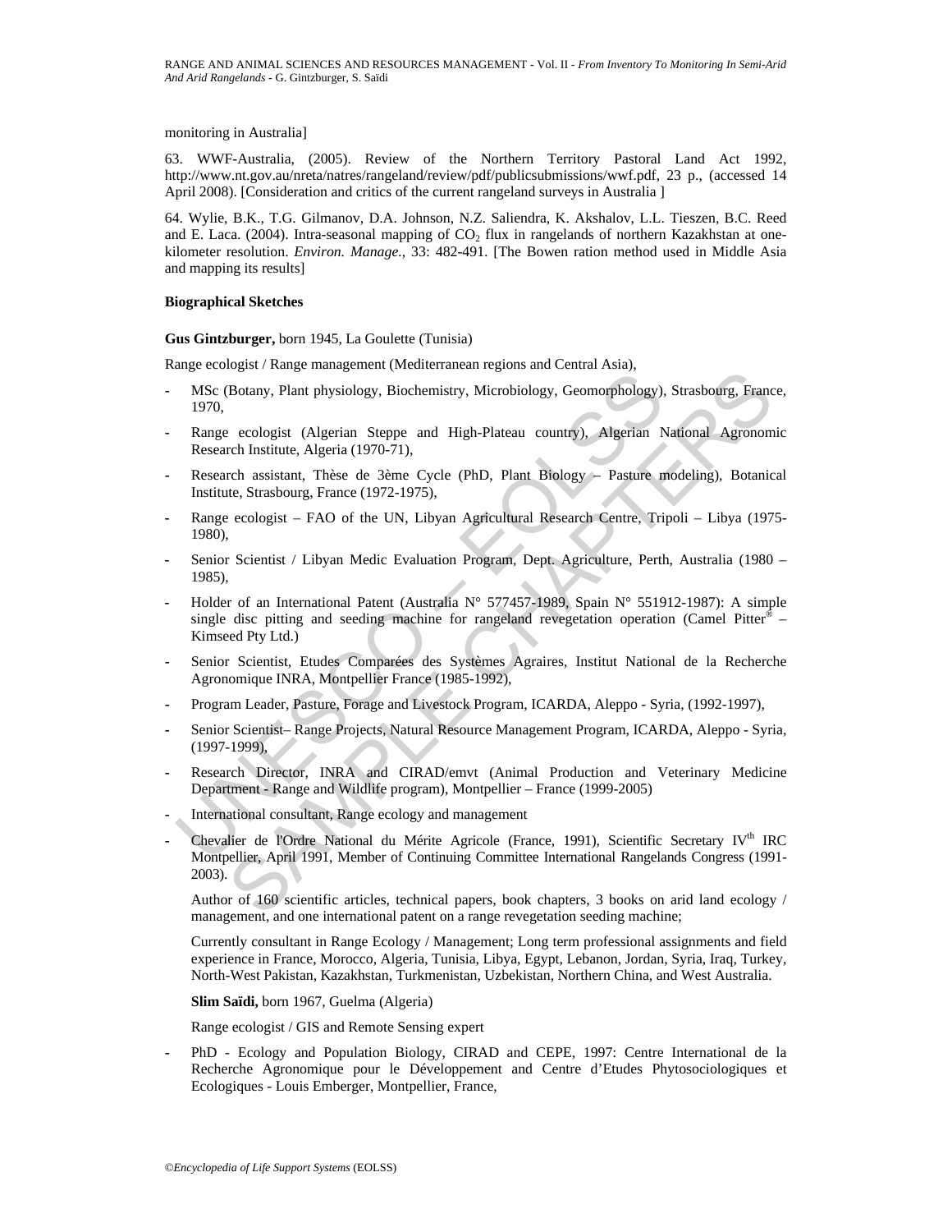monitoring in Australia]

63. WWF-Australia, (2005). Review of the Northern Territory Pastoral Land Act 1992, http://www.nt.gov.au/nreta/natres/rangeland/review/pdf/publicsubmissions/wwf.pdf, 23 p., (accessed 14 April 2008). [Consideration and critics of the current rangeland surveys in Australia ]

64. Wylie, B.K., T.G. Gilmanov, D.A. Johnson, N.Z. Saliendra, K. Akshalov, L.L. Tieszen, B.C. Reed and E. Laca. (2004). Intra-seasonal mapping of $CO_2$ flux in rangelands of northern Kazakhstan at one-kilometer resolution. *Environ. Manage.*, 33: 482-491. [The Bowen ration method used in Middle Asia and mapping its results]

**Biographical Sketches**

**Gus Gintzburger,** born 1945, La Goulette (Tunisia)

Range ecologist / Range management (Mediterranean regions and Central Asia),

- MSc (Botany, Plant physiology, Biochemistry, Microbiology, Geomorphology), Strasbourg, France, 1970,
- Range ecologist (Algerian Steppe and High-Plateau country), Algerian National Agronomic Research Institute, Algeria (1970-71),
- Research assistant, Thèse de 3ème Cycle (PhD, Plant Biology – Pasture modeling), Botanical Institute, Strasbourg, France (1972-1975),
- Range ecologist – FAO of the UN, Libyan Agricultural Research Centre, Tripoli – Libya (1975-1980),
- Senior Scientist / Libyan Medic Evaluation Program, Dept. Agriculture, Perth, Australia (1980 – 1985),
- Holder of an International Patent (Australia N° 577457-1989, Spain N° 551912-1987): A simple single disc pitting and seeding machine for rangeland revegetation operation (Camel Pitter® – Kimseed Pty Ltd.)
- Senior Scientist, Etudes Comparées des Systèmes Agraires, Institut National de la Recherche Agronomique INRA, Montpellier France (1985-1992),
- Program Leader, Pasture, Forage and Livestock Program, ICARDA, Aleppo - Syria, (1992-1997),
- Senior Scientist– Range Projects, Natural Resource Management Program, ICARDA, Aleppo - Syria, (1997-1999),
- Research Director, INRA and CIRAD/emvt (Animal Production and Veterinary Medicine Department - Range and Wildlife program), Montpellier – France (1999-2005)
- International consultant, Range ecology and management
- Chevalier de l'Ordre National du Mérite Agricole (France, 1991), Scientific Secretary IV$^{th}$ IRC Montpellier, April 1991, Member of Continuing Committee International Rangelands Congress (1991-2003).

  Author of 160 scientific articles, technical papers, book chapters, 3 books on arid land ecology / management, and one international patent on a range revegetation seeding machine;

  Currently consultant in Range Ecology / Management; Long term professional assignments and field experience in France, Morocco, Algeria, Tunisia, Libya, Egypt, Lebanon, Jordan, Syria, Iraq, Turkey, North-West Pakistan, Kazakhstan, Turkmenistan, Uzbekistan, Northern China, and West Australia.

**Slim Saïdi,** born 1967, Guelma (Algeria)

Range ecologist / GIS and Remote Sensing expert

- PhD - Ecology and Population Biology, CIRAD and CEPE, 1997: Centre International de la Recherche Agronomique pour le Développement and Centre d'Etudes Phytosociologiques et Ecologiques - Louis Emberger, Montpellier, France,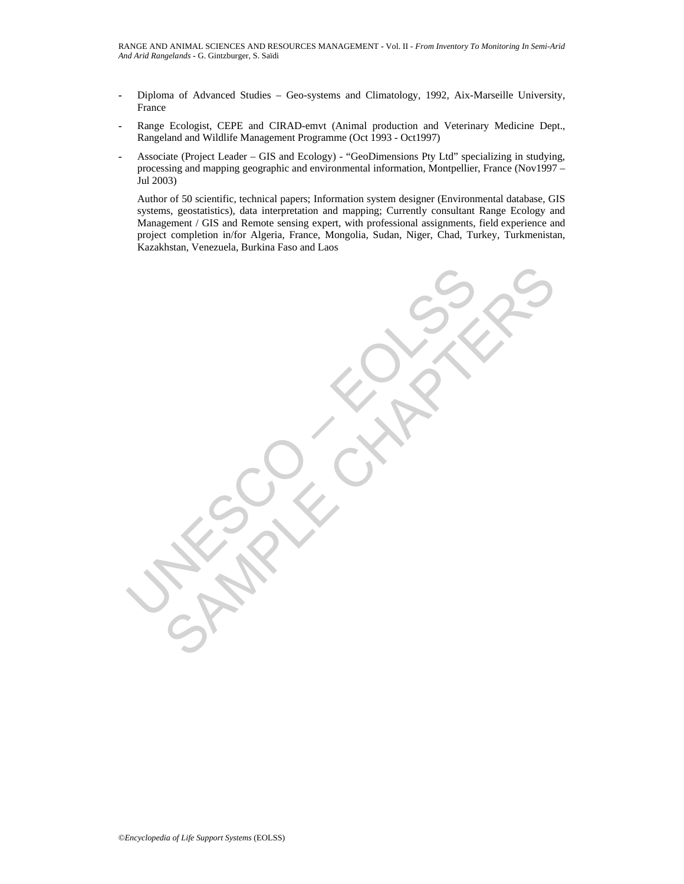- Diploma of Advanced Studies – Geo-systems and Climatology, 1992, Aix-Marseille University, France
- Range Ecologist, CEPE and CIRAD-emvt (Animal production and Veterinary Medicine Dept., Rangeland and Wildlife Management Programme (Oct 1993 - Oct1997)
- Associate (Project Leader – GIS and Ecology) - "GeoDimensions Pty Ltd" specializing in studying, processing and mapping geographic and environmental information, Montpellier, France (Nov1997 – Jul 2003)

  Author of 50 scientific, technical papers; Information system designer (Environmental database, GIS systems, geostatistics), data interpretation and mapping; Currently consultant Range Ecology and Management / GIS and Remote sensing expert, with professional assignments, field experience and project completion in/for Algeria, France, Mongolia, Sudan, Niger, Chad, Turkey, Turkmenistan, Kazakhstan, Venezuela, Burkina Faso and Laos